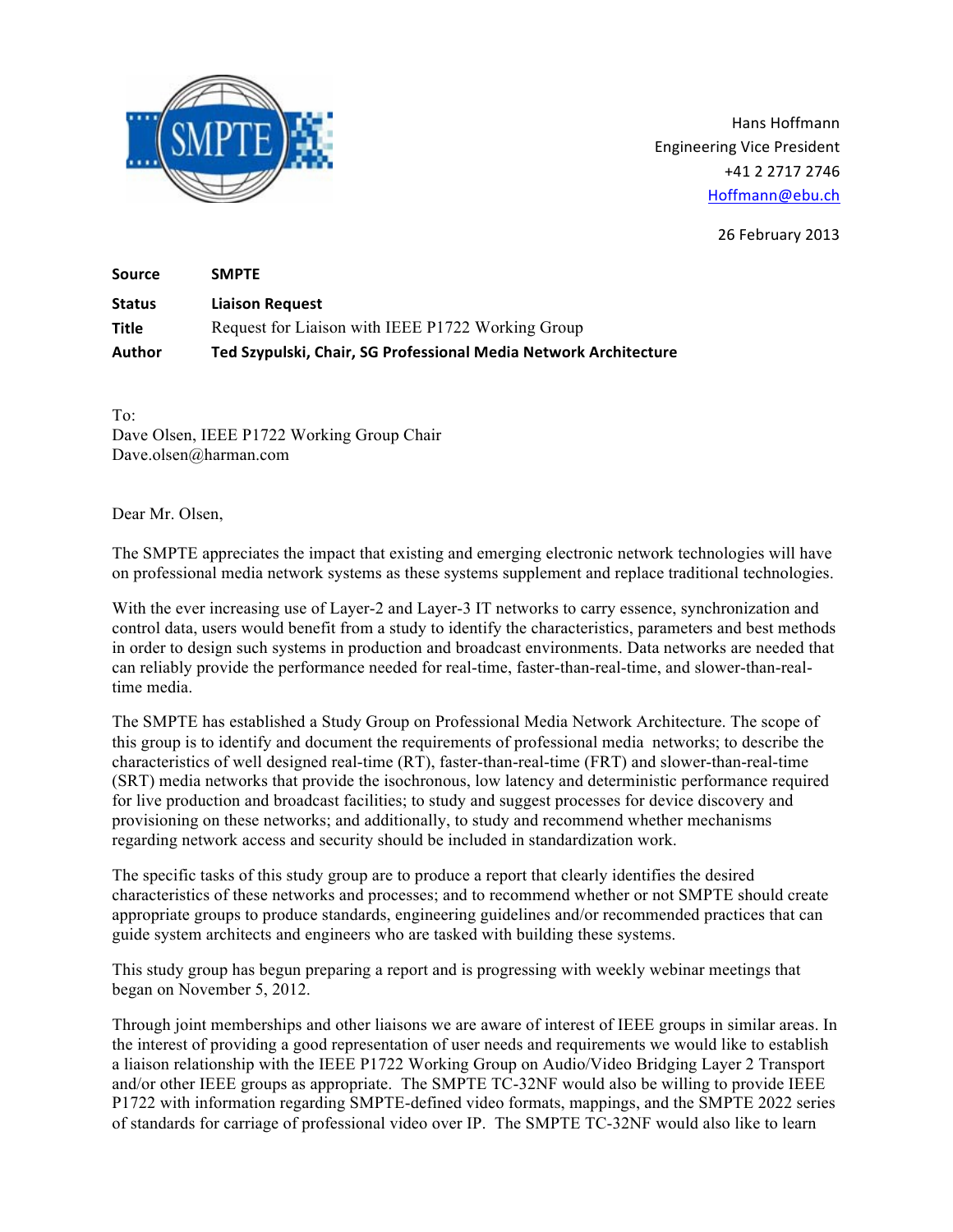Hans Hoffmann
Engineering Vice President
+41 2 2717 2746
Hoffmann@ebu.ch

26 February 2013

| | |
|---|---|
| **Source** | **SMPTE** |
| **Status** | **Liaison Request** |
| **Title** | Request for Liaison with IEEE P1722 Working Group |
| **Author** | **Ted Szypulski, Chair, SG Professional Media Network Architecture** |

To:
Dave Olsen, IEEE P1722 Working Group Chair
Dave.olsen@harman.com

Dear Mr. Olsen,

The SMPTE appreciates the impact that existing and emerging electronic network technologies will have on professional media network systems as these systems supplement and replace traditional technologies.

With the ever increasing use of Layer-2 and Layer-3 IT networks to carry essence, synchronization and control data, users would benefit from a study to identify the characteristics, parameters and best methods in order to design such systems in production and broadcast environments. Data networks are needed that can reliably provide the performance needed for real-time, faster-than-real-time, and slower-than-real-time media.

The SMPTE has established a Study Group on Professional Media Network Architecture. The scope of this group is to identify and document the requirements of professional media networks; to describe the characteristics of well designed real-time (RT), faster-than-real-time (FRT) and slower-than-real-time (SRT) media networks that provide the isochronous, low latency and deterministic performance required for live production and broadcast facilities; to study and suggest processes for device discovery and provisioning on these networks; and additionally, to study and recommend whether mechanisms regarding network access and security should be included in standardization work.

The specific tasks of this study group are to produce a report that clearly identifies the desired characteristics of these networks and processes; and to recommend whether or not SMPTE should create appropriate groups to produce standards, engineering guidelines and/or recommended practices that can guide system architects and engineers who are tasked with building these systems.

This study group has begun preparing a report and is progressing with weekly webinar meetings that began on November 5, 2012.

Through joint memberships and other liaisons we are aware of interest of IEEE groups in similar areas. In the interest of providing a good representation of user needs and requirements we would like to establish a liaison relationship with the IEEE P1722 Working Group on Audio/Video Bridging Layer 2 Transport and/or other IEEE groups as appropriate. The SMPTE TC-32NF would also be willing to provide IEEE P1722 with information regarding SMPTE-defined video formats, mappings, and the SMPTE 2022 series of standards for carriage of professional video over IP. The SMPTE TC-32NF would also like to learn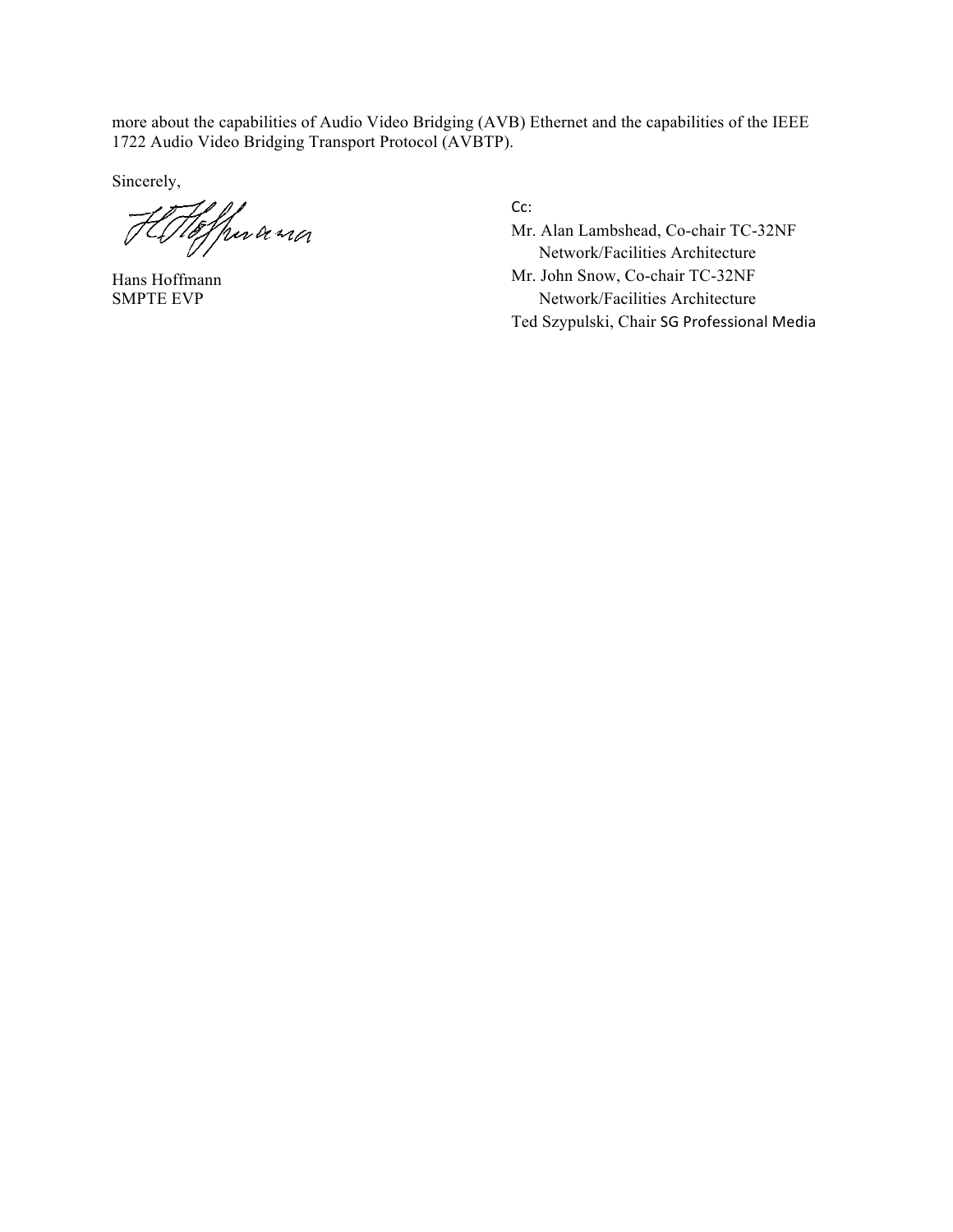more about the capabilities of Audio Video Bridging (AVB) Ethernet and the capabilities of the IEEE 1722 Audio Video Bridging Transport Protocol (AVBTP).

Sincerely,

Hans Hoffmann
SMPTE EVP

Cc:
Mr. Alan Lambshead, Co-chair TC-32NF
Network/Facilities Architecture
Mr. John Snow, Co-chair TC-32NF
Network/Facilities Architecture
Ted Szypulski, Chair SG Professional Media